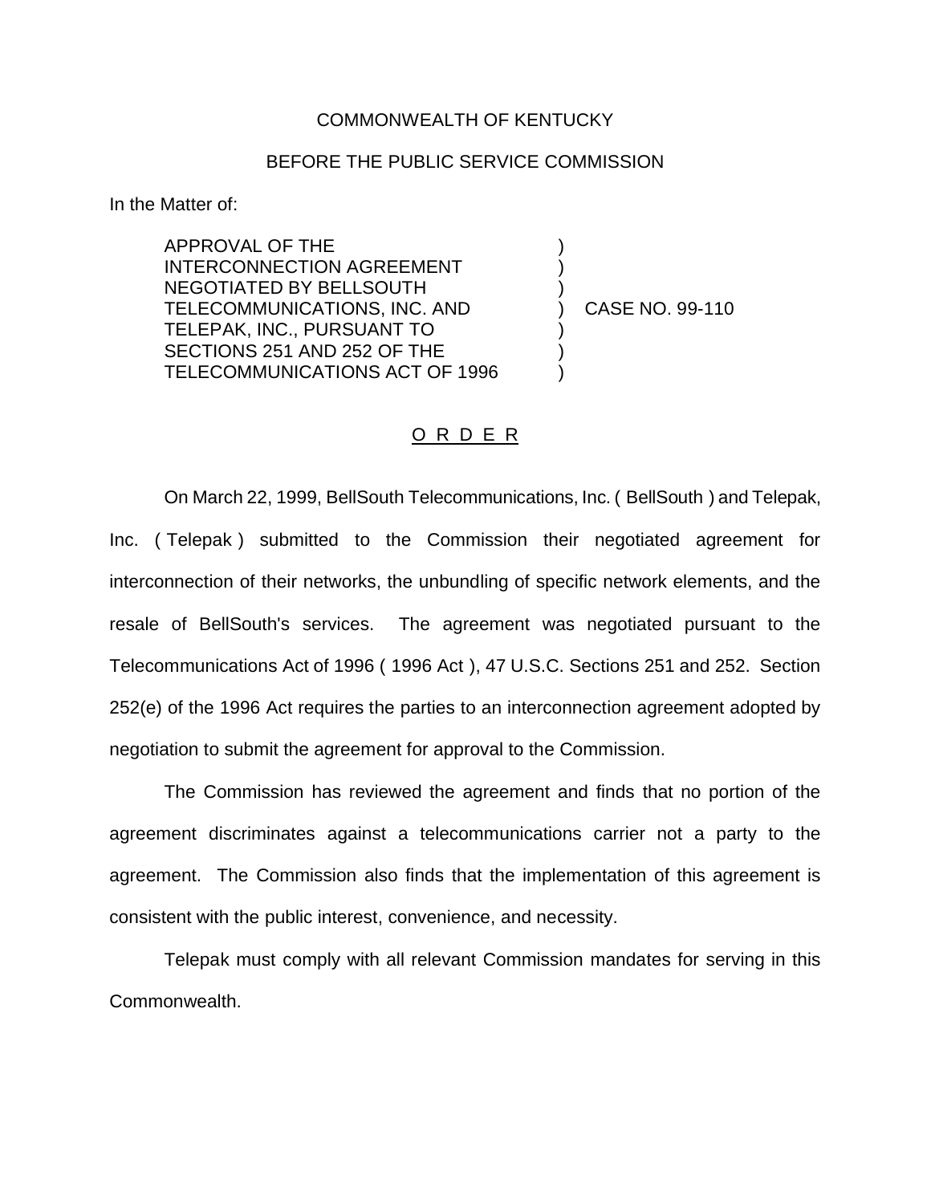COMMONWEALTH OF KENTUCKY

BEFORE THE PUBLIC SERVICE COMMISSION

In the Matter of:

| | | |
|---|---|---|
| APPROVAL OF THE INTERCONNECTION AGREEMENT NEGOTIATED BY BELLSOUTH TELECOMMUNICATIONS, INC. AND TELEPAK, INC., PURSUANT TO SECTIONS 251 AND 252 OF THE TELECOMMUNICATIONS ACT OF 1996 | ) | CASE NO. 99-110 |

O R D E R

On March 22, 1999, BellSouth Telecommunications, Inc. ( BellSouth ) and Telepak, Inc. ( Telepak ) submitted to the Commission their negotiated agreement for interconnection of their networks, the unbundling of specific network elements, and the resale of BellSouth's services. The agreement was negotiated pursuant to the Telecommunications Act of 1996 ( 1996 Act ), 47 U.S.C. Sections 251 and 252. Section 252(e) of the 1996 Act requires the parties to an interconnection agreement adopted by negotiation to submit the agreement for approval to the Commission.

The Commission has reviewed the agreement and finds that no portion of the agreement discriminates against a telecommunications carrier not a party to the agreement. The Commission also finds that the implementation of this agreement is consistent with the public interest, convenience, and necessity.

Telepak must comply with all relevant Commission mandates for serving in this Commonwealth.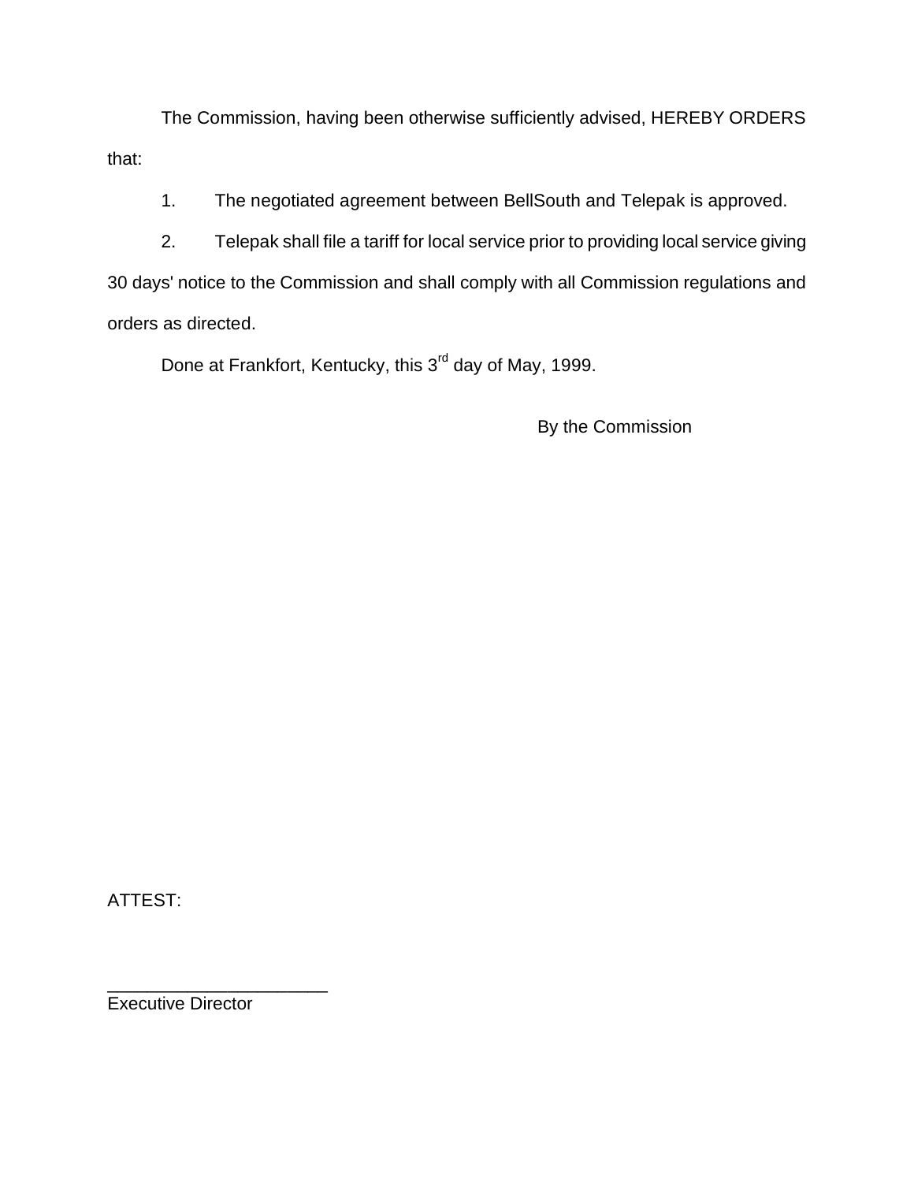The Commission, having been otherwise sufficiently advised, HEREBY ORDERS that:

1. The negotiated agreement between BellSouth and Telepak is approved.

2. Telepak shall file a tariff for local service prior to providing local service giving 30 days' notice to the Commission and shall comply with all Commission regulations and orders as directed.

Done at Frankfort, Kentucky, this 3rd day of May, 1999.

By the Commission

ATTEST:

______________________
Executive Director